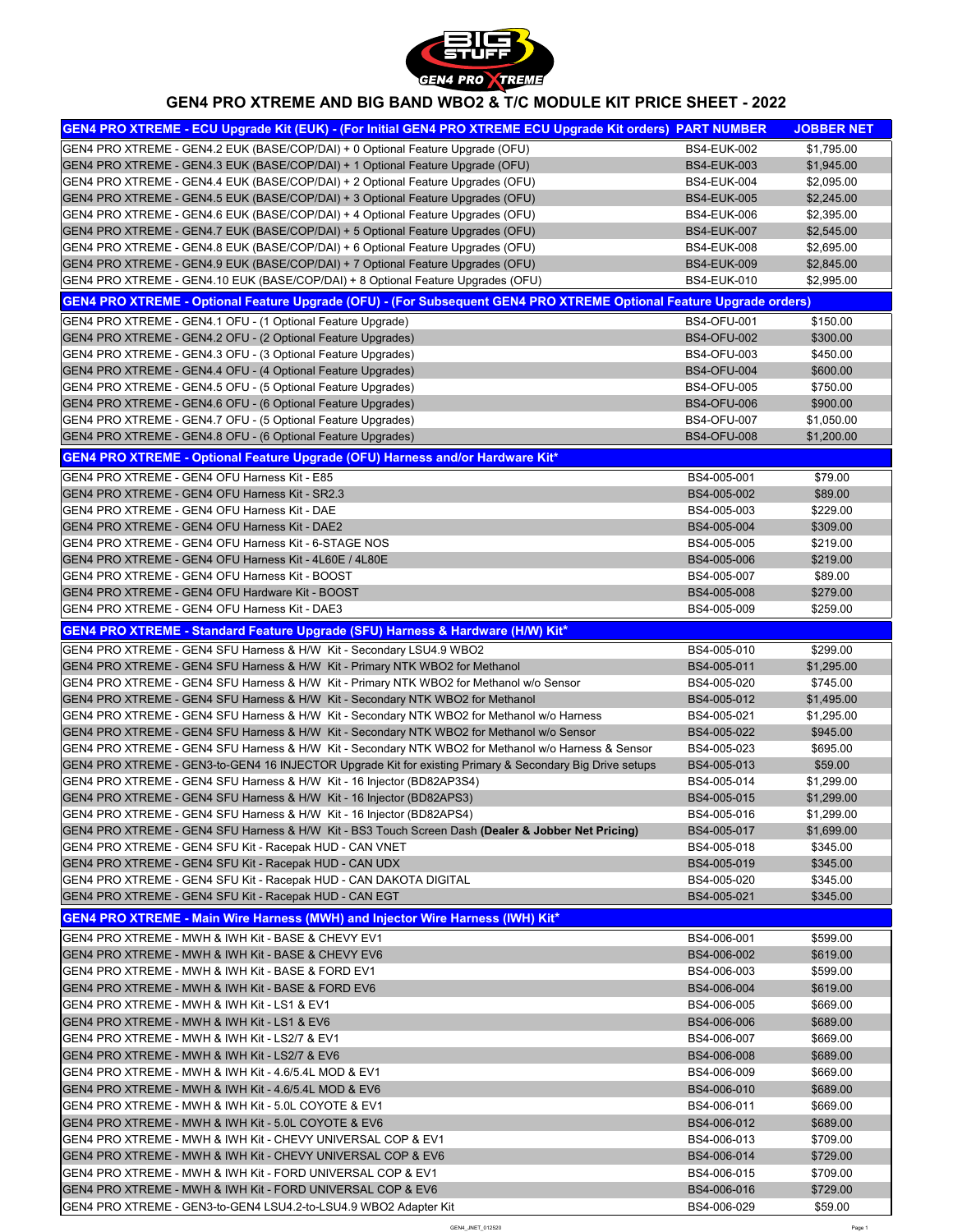# GEN4 PRO XTREME AND BIG BAND WBO2 & T/C MODULE KIT PRICE SHEET - 2022

| GEN4 PRO XTREME - ECU Upgrade Kit (EUK) - (For Initial GEN4 PRO XTREME ECU Upgrade Kit orders) | PART NUMBER | JOBBER NET |
|---|---|---|
| GEN4 PRO XTREME - GEN4.2 EUK (BASE/COP/DAI) + 0 Optional Feature Upgrade (OFU) | BS4-EUK-002 | $1,795.00 |
| GEN4 PRO XTREME - GEN4.3 EUK (BASE/COP/DAI) + 1 Optional Feature Upgrade (OFU) | BS4-EUK-003 | $1,945.00 |
| GEN4 PRO XTREME - GEN4.4 EUK (BASE/COP/DAI) + 2 Optional Feature Upgrades (OFU) | BS4-EUK-004 | $2,095.00 |
| GEN4 PRO XTREME - GEN4.5 EUK (BASE/COP/DAI) + 3 Optional Feature Upgrades (OFU) | BS4-EUK-005 | $2,245.00 |
| GEN4 PRO XTREME - GEN4.6 EUK (BASE/COP/DAI) + 4 Optional Feature Upgrades (OFU) | BS4-EUK-006 | $2,395.00 |
| GEN4 PRO XTREME - GEN4.7 EUK (BASE/COP/DAI) + 5 Optional Feature Upgrades (OFU) | BS4-EUK-007 | $2,545.00 |
| GEN4 PRO XTREME - GEN4.8 EUK (BASE/COP/DAI) + 6 Optional Feature Upgrades (OFU) | BS4-EUK-008 | $2,695.00 |
| GEN4 PRO XTREME - GEN4.9 EUK (BASE/COP/DAI) + 7 Optional Feature Upgrades (OFU) | BS4-EUK-009 | $2,845.00 |
| GEN4 PRO XTREME - GEN4.10 EUK (BASE/COP/DAI) + 8 Optional Feature Upgrades (OFU) | BS4-EUK-010 | $2,995.00 |
| **GEN4 PRO XTREME - Optional Feature Upgrade (OFU) - (For Subsequent GEN4 PRO XTREME Optional Feature Upgrade orders)** | | |
| GEN4 PRO XTREME - GEN4.1 OFU - (1 Optional Feature Upgrade) | BS4-OFU-001 | $150.00 |
| GEN4 PRO XTREME - GEN4.2 OFU - (2 Optional Feature Upgrades) | BS4-OFU-002 | $300.00 |
| GEN4 PRO XTREME - GEN4.3 OFU - (3 Optional Feature Upgrades) | BS4-OFU-003 | $450.00 |
| GEN4 PRO XTREME - GEN4.4 OFU - (4 Optional Feature Upgrades) | BS4-OFU-004 | $600.00 |
| GEN4 PRO XTREME - GEN4.5 OFU - (5 Optional Feature Upgrades) | BS4-OFU-005 | $750.00 |
| GEN4 PRO XTREME - GEN4.6 OFU - (6 Optional Feature Upgrades) | BS4-OFU-006 | $900.00 |
| GEN4 PRO XTREME - GEN4.7 OFU - (5 Optional Feature Upgrades) | BS4-OFU-007 | $1,050.00 |
| GEN4 PRO XTREME - GEN4.8 OFU - (6 Optional Feature Upgrades) | BS4-OFU-008 | $1,200.00 |
| **GEN4 PRO XTREME - Optional Feature Upgrade (OFU) Harness and/or Hardware Kit*** | | |
| GEN4 PRO XTREME - GEN4 OFU Harness Kit - E85 | BS4-005-001 | $79.00 |
| GEN4 PRO XTREME - GEN4 OFU Harness Kit - SR2.3 | BS4-005-002 | $89.00 |
| GEN4 PRO XTREME - GEN4 OFU Harness Kit - DAE | BS4-005-003 | $229.00 |
| GEN4 PRO XTREME - GEN4 OFU Harness Kit - DAE2 | BS4-005-004 | $309.00 |
| GEN4 PRO XTREME - GEN4 OFU Harness Kit - 6-STAGE NOS | BS4-005-005 | $219.00 |
| GEN4 PRO XTREME - GEN4 OFU Harness Kit - 4L60E / 4L80E | BS4-005-006 | $219.00 |
| GEN4 PRO XTREME - GEN4 OFU Harness Kit - BOOST | BS4-005-007 | $89.00 |
| GEN4 PRO XTREME - GEN4 OFU Hardware Kit - BOOST | BS4-005-008 | $279.00 |
| GEN4 PRO XTREME - GEN4 OFU Harness Kit - DAE3 | BS4-005-009 | $259.00 |
| **GEN4 PRO XTREME - Standard Feature Upgrade (SFU) Harness & Hardware (H/W) Kit*** | | |
| GEN4 PRO XTREME - GEN4 SFU Harness & H/W Kit - Secondary LSU4.9 WBO2 | BS4-005-010 | $299.00 |
| GEN4 PRO XTREME - GEN4 SFU Harness & H/W Kit - Primary NTK WBO2 for Methanol | BS4-005-011 | $1,295.00 |
| GEN4 PRO XTREME - GEN4 SFU Harness & H/W Kit - Primary NTK WBO2 for Methanol w/o Sensor | BS4-005-020 | $745.00 |
| GEN4 PRO XTREME - GEN4 SFU Harness & H/W Kit - Secondary NTK WBO2 for Methanol | BS4-005-012 | $1,495.00 |
| GEN4 PRO XTREME - GEN4 SFU Harness & H/W Kit - Secondary NTK WBO2 for Methanol w/o Harness | BS4-005-021 | $1,295.00 |
| GEN4 PRO XTREME - GEN4 SFU Harness & H/W Kit - Secondary NTK WBO2 for Methanol w/o Sensor | BS4-005-022 | $945.00 |
| GEN4 PRO XTREME - GEN4 SFU Harness & H/W Kit - Secondary NTK WBO2 for Methanol w/o Harness & Sensor | BS4-005-023 | $695.00 |
| GEN4 PRO XTREME - GEN3-to-GEN4 16 INJECTOR Upgrade Kit for existing Primary & Secondary Big Drive setups | BS4-005-013 | $59.00 |
| GEN4 PRO XTREME - GEN4 SFU Harness & H/W Kit - 16 Injector (BD82AP3S4) | BS4-005-014 | $1,299.00 |
| GEN4 PRO XTREME - GEN4 SFU Harness & H/W Kit - 16 Injector (BD82APS3) | BS4-005-015 | $1,299.00 |
| GEN4 PRO XTREME - GEN4 SFU Harness & H/W Kit - 16 Injector (BD82APS4) | BS4-005-016 | $1,299.00 |
| GEN4 PRO XTREME - GEN4 SFU Harness & H/W Kit - BS3 Touch Screen Dash **(Dealer & Jobber Net Pricing)** | BS4-005-017 | $1,699.00 |
| GEN4 PRO XTREME - GEN4 SFU Kit - Racepak HUD - CAN VNET | BS4-005-018 | $345.00 |
| GEN4 PRO XTREME - GEN4 SFU Kit - Racepak HUD - CAN UDX | BS4-005-019 | $345.00 |
| GEN4 PRO XTREME - GEN4 SFU Kit - Racepak HUD - CAN DAKOTA DIGITAL | BS4-005-020 | $345.00 |
| GEN4 PRO XTREME - GEN4 SFU Kit - Racepak HUD - CAN EGT | BS4-005-021 | $345.00 |
| **GEN4 PRO XTREME - Main Wire Harness (MWH) and Injector Wire Harness (IWH) Kit*** | | |
| GEN4 PRO XTREME - MWH & IWH Kit - BASE & CHEVY EV1 | BS4-006-001 | $599.00 |
| GEN4 PRO XTREME - MWH & IWH Kit - BASE & CHEVY EV6 | BS4-006-002 | $619.00 |
| GEN4 PRO XTREME - MWH & IWH Kit - BASE & FORD EV1 | BS4-006-003 | $599.00 |
| GEN4 PRO XTREME - MWH & IWH Kit - BASE & FORD EV6 | BS4-006-004 | $619.00 |
| GEN4 PRO XTREME - MWH & IWH Kit - LS1 & EV1 | BS4-006-005 | $669.00 |
| GEN4 PRO XTREME - MWH & IWH Kit - LS1 & EV6 | BS4-006-006 | $689.00 |
| GEN4 PRO XTREME - MWH & IWH Kit - LS2/7 & EV1 | BS4-006-007 | $669.00 |
| GEN4 PRO XTREME - MWH & IWH Kit - LS2/7 & EV6 | BS4-006-008 | $689.00 |
| GEN4 PRO XTREME - MWH & IWH Kit - 4.6/5.4L MOD & EV1 | BS4-006-009 | $669.00 |
| GEN4 PRO XTREME - MWH & IWH Kit - 4.6/5.4L MOD & EV6 | BS4-006-010 | $689.00 |
| GEN4 PRO XTREME - MWH & IWH Kit - 5.0L COYOTE & EV1 | BS4-006-011 | $669.00 |
| GEN4 PRO XTREME - MWH & IWH Kit - 5.0L COYOTE & EV6 | BS4-006-012 | $689.00 |
| GEN4 PRO XTREME - MWH & IWH Kit - CHEVY UNIVERSAL COP & EV1 | BS4-006-013 | $709.00 |
| GEN4 PRO XTREME - MWH & IWH Kit - CHEVY UNIVERSAL COP & EV6 | BS4-006-014 | $729.00 |
| GEN4 PRO XTREME - MWH & IWH Kit - FORD UNIVERSAL COP & EV1 | BS4-006-015 | $709.00 |
| GEN4 PRO XTREME - MWH & IWH Kit - FORD UNIVERSAL COP & EV6 | BS4-006-016 | $729.00 |
| GEN4 PRO XTREME - GEN3-to-GEN4 LSU4.2-to-LSU4.9 WBO2 Adapter Kit | BS4-006-029 | $59.00 |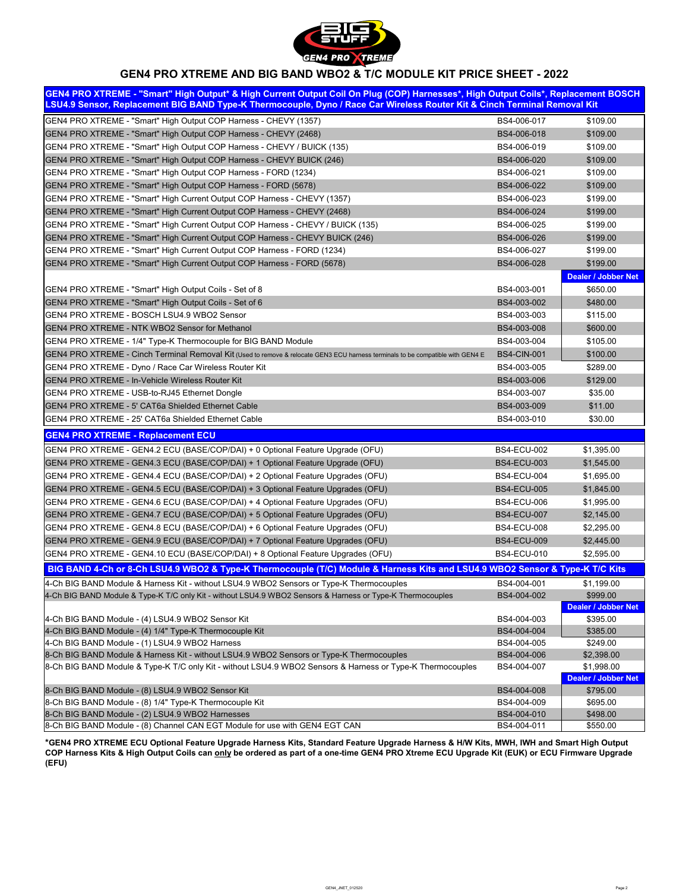## GEN4 PRO XTREME AND BIG BAND WBO2 & T/C MODULE KIT PRICE SHEET - 2022

| GEN4 PRO XTREME - "Smart" High Output* & High Current Output Coil On Plug (COP) Harnesses*, High Output Coils*, Replacement BOSCH LSU4.9 Sensor, Replacement BIG BAND Type-K Thermocouple, Dyno / Race Car Wireless Router Kit & Cinch Terminal Removal Kit | | |
|---|---|---|
| GEN4 PRO XTREME - "Smart" High Output COP Harness - CHEVY (1357) | BS4-006-017 | $109.00 |
| GEN4 PRO XTREME - "Smart" High Output COP Harness - CHEVY (2468) | BS4-006-018 | $109.00 |
| GEN4 PRO XTREME - "Smart" High Output COP Harness - CHEVY / BUICK (135) | BS4-006-019 | $109.00 |
| GEN4 PRO XTREME - "Smart" High Output COP Harness - CHEVY BUICK (246) | BS4-006-020 | $109.00 |
| GEN4 PRO XTREME - "Smart" High Output COP Harness - FORD (1234) | BS4-006-021 | $109.00 |
| GEN4 PRO XTREME - "Smart" High Output COP Harness - FORD (5678) | BS4-006-022 | $109.00 |
| GEN4 PRO XTREME - "Smart" High Current Output COP Harness - CHEVY (1357) | BS4-006-023 | $199.00 |
| GEN4 PRO XTREME - "Smart" High Current Output COP Harness - CHEVY (2468) | BS4-006-024 | $199.00 |
| GEN4 PRO XTREME - "Smart" High Current Output COP Harness - CHEVY / BUICK (135) | BS4-006-025 | $199.00 |
| GEN4 PRO XTREME - "Smart" High Current Output COP Harness - CHEVY BUICK (246) | BS4-006-026 | $199.00 |
| GEN4 PRO XTREME - "Smart" High Current Output COP Harness - FORD (1234) | BS4-006-027 | $199.00 |
| GEN4 PRO XTREME - "Smart" High Current Output COP Harness - FORD (5678) | BS4-006-028 | $199.00 |
| | | **Dealer / Jobber Net** |
| GEN4 PRO XTREME - "Smart" High Output Coils - Set of 8 | BS4-003-001 | $650.00 |
| GEN4 PRO XTREME - "Smart" High Output Coils - Set of 6 | BS4-003-002 | $480.00 |
| GEN4 PRO XTREME - BOSCH LSU4.9 WBO2 Sensor | BS4-003-003 | $115.00 |
| GEN4 PRO XTREME - NTK WBO2 Sensor for Methanol | BS4-003-008 | $600.00 |
| GEN4 PRO XTREME - 1/4" Type-K Thermocouple for BIG BAND Module | BS4-003-004 | $105.00 |
| GEN4 PRO XTREME - Cinch Terminal Removal Kit (Used to remove & relocate GEN3 ECU harness terminals to be compatible with GEN4 E | BS4-CIN-001 | $100.00 |
| GEN4 PRO XTREME - Dyno / Race Car Wireless Router Kit | BS4-003-005 | $289.00 |
| GEN4 PRO XTREME - In-Vehicle Wireless Router Kit | BS4-003-006 | $129.00 |
| GEN4 PRO XTREME - USB-to-RJ45 Ethernet Dongle | BS4-003-007 | $35.00 |
| GEN4 PRO XTREME - 5' CAT6a Shielded Ethernet Cable | BS4-003-009 | $11.00 |
| GEN4 PRO XTREME - 25' CAT6a Shielded Ethernet Cable | BS4-003-010 | $30.00 |

| GEN4 PRO XTREME - Replacement ECU | | |
|---|---|---|
| GEN4 PRO XTREME - GEN4.2 ECU (BASE/COP/DAI) + 0 Optional Feature Upgrade (OFU) | BS4-ECU-002 | $1,395.00 |
| GEN4 PRO XTREME - GEN4.3 ECU (BASE/COP/DAI) + 1 Optional Feature Upgrade (OFU) | BS4-ECU-003 | $1,545.00 |
| GEN4 PRO XTREME - GEN4.4 ECU (BASE/COP/DAI) + 2 Optional Feature Upgrades (OFU) | BS4-ECU-004 | $1,695.00 |
| GEN4 PRO XTREME - GEN4.5 ECU (BASE/COP/DAI) + 3 Optional Feature Upgrades (OFU) | BS4-ECU-005 | $1,845.00 |
| GEN4 PRO XTREME - GEN4.6 ECU (BASE/COP/DAI) + 4 Optional Feature Upgrades (OFU) | BS4-ECU-006 | $1,995.00 |
| GEN4 PRO XTREME - GEN4.7 ECU (BASE/COP/DAI) + 5 Optional Feature Upgrades (OFU) | BS4-ECU-007 | $2,145.00 |
| GEN4 PRO XTREME - GEN4.8 ECU (BASE/COP/DAI) + 6 Optional Feature Upgrades (OFU) | BS4-ECU-008 | $2,295.00 |
| GEN4 PRO XTREME - GEN4.9 ECU (BASE/COP/DAI) + 7 Optional Feature Upgrades (OFU) | BS4-ECU-009 | $2,445.00 |
| GEN4 PRO XTREME - GEN4.10 ECU (BASE/COP/DAI) + 8 Optional Feature Upgrades (OFU) | BS4-ECU-010 | $2,595.00 |

| BIG BAND 4-Ch or 8-Ch LSU4.9 WBO2 & Type-K Thermocouple (T/C) Module & Harness Kits and LSU4.9 WBO2 Sensor & Type-K T/C Kits | | |
|---|---|---|
| 4-Ch BIG BAND Module & Harness Kit - without LSU4.9 WBO2 Sensors or Type-K Thermocouples | BS4-004-001 | $1,199.00 |
| 4-Ch BIG BAND Module & Type-K T/C only Kit - without LSU4.9 WBO2 Sensors & Harness or Type-K Thermocouples | BS4-004-002 | $999.00 |
| | | **Dealer / Jobber Net** |
| 4-Ch BIG BAND Module - (4) LSU4.9 WBO2 Sensor Kit | BS4-004-003 | $395.00 |
| 4-Ch BIG BAND Module - (4) 1/4" Type-K Thermocouple Kit | BS4-004-004 | $385.00 |
| 4-Ch BIG BAND Module - (1) LSU4.9 WBO2 Harness | BS4-004-005 | $249.00 |
| 8-Ch BIG BAND Module & Harness Kit - without LSU4.9 WBO2 Sensors or Type-K Thermocouples | BS4-004-006 | $2,398.00 |
| 8-Ch BIG BAND Module & Type-K T/C only Kit - without LSU4.9 WBO2 Sensors & Harness or Type-K Thermocouples | BS4-004-007 | $1,998.00 |
| | | **Dealer / Jobber Net** |
| 8-Ch BIG BAND Module - (8) LSU4.9 WBO2 Sensor Kit | BS4-004-008 | $795.00 |
| 8-Ch BIG BAND Module - (8) 1/4" Type-K Thermocouple Kit | BS4-004-009 | $695.00 |
| 8-Ch BIG BAND Module - (2) LSU4.9 WBO2 Harnesses | BS4-004-010 | $498.00 |
| 8-Ch BIG BAND Module - (8) Channel CAN EGT Module for use with GEN4 EGT CAN | BS4-004-011 | $550.00 |

**\*GEN4 PRO XTREME ECU Optional Feature Upgrade Harness Kits, Standard Feature Upgrade Harness & H/W Kits, MWH, IWH and Smart High Output COP Harness Kits & High Output Coils can only be ordered as part of a one-time GEN4 PRO Xtreme ECU Upgrade Kit (EUK) or ECU Firmware Upgrade (EFU)**

GEN4_JNET_012520